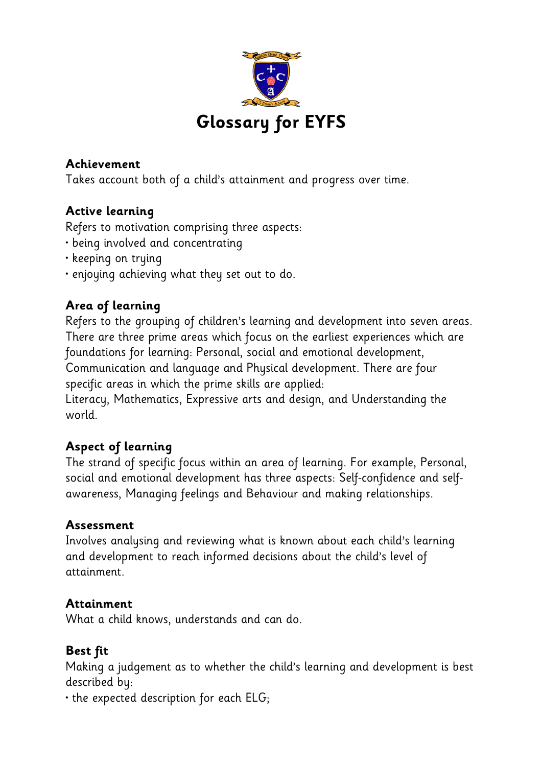# Glossary for EYFS

**Achievement**
Takes account both of a child's attainment and progress over time.

**Active learning**
Refers to motivation comprising three aspects:
- being involved and concentrating
- keeping on trying
- enjoying achieving what they set out to do.

**Area of learning**
Refers to the grouping of children's learning and development into seven areas. There are three prime areas which focus on the earliest experiences which are foundations for learning: Personal, social and emotional development, Communication and language and Physical development. There are four specific areas in which the prime skills are applied:
Literacy, Mathematics, Expressive arts and design, and Understanding the world.

**Aspect of learning**
The strand of specific focus within an area of learning. For example, Personal, social and emotional development has three aspects: Self-confidence and self-awareness, Managing feelings and Behaviour and making relationships.

**Assessment**
Involves analysing and reviewing what is known about each child's learning and development to reach informed decisions about the child's level of attainment.

**Attainment**
What a child knows, understands and can do.

**Best fit**
Making a judgement as to whether the child's learning and development is best described by:
- the expected description for each ELG;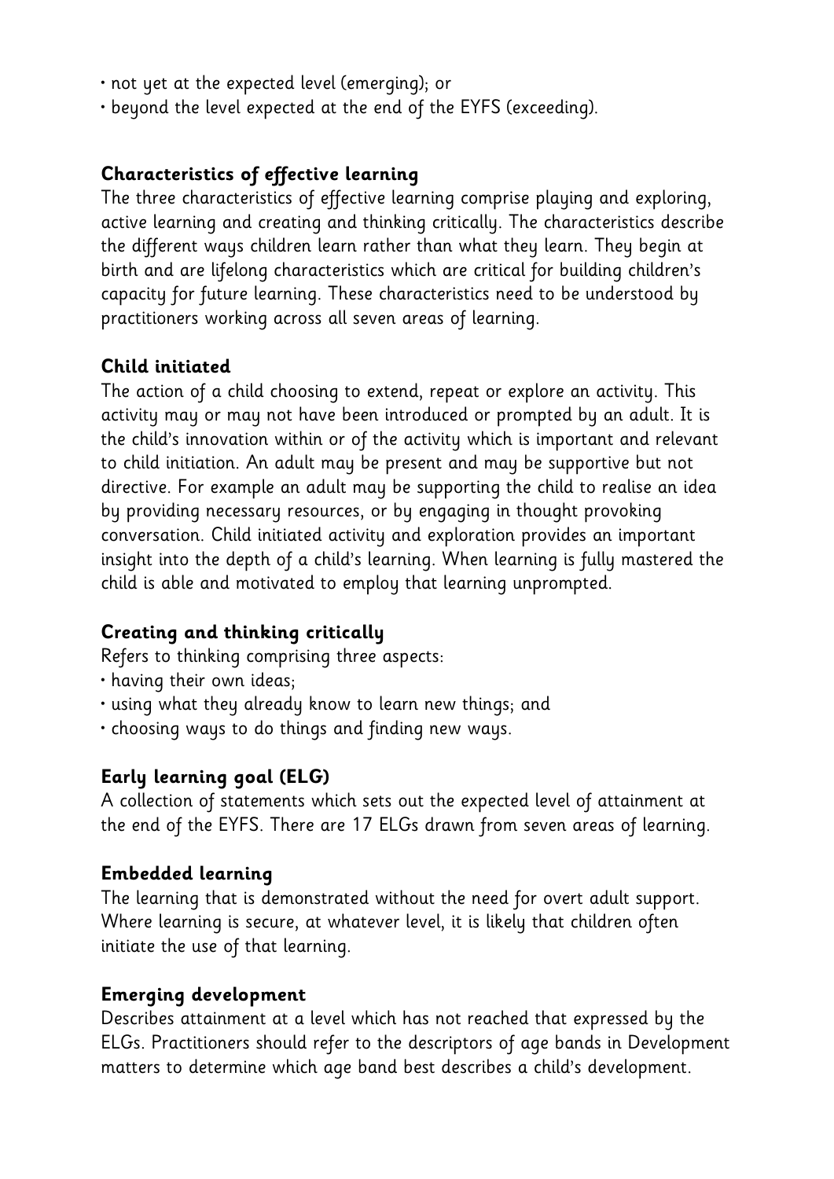- not yet at the expected level (emerging); or
- beyond the level expected at the end of the EYFS (exceeding).

**Characteristics of effective learning**

The three characteristics of effective learning comprise playing and exploring, active learning and creating and thinking critically. The characteristics describe the different ways children learn rather than what they learn. They begin at birth and are lifelong characteristics which are critical for building children's capacity for future learning. These characteristics need to be understood by practitioners working across all seven areas of learning.

**Child initiated**

The action of a child choosing to extend, repeat or explore an activity. This activity may or may not have been introduced or prompted by an adult. It is the child's innovation within or of the activity which is important and relevant to child initiation. An adult may be present and may be supportive but not directive. For example an adult may be supporting the child to realise an idea by providing necessary resources, or by engaging in thought provoking conversation. Child initiated activity and exploration provides an important insight into the depth of a child's learning. When learning is fully mastered the child is able and motivated to employ that learning unprompted.

**Creating and thinking critically**

Refers to thinking comprising three aspects:

- having their own ideas;
- using what they already know to learn new things; and
- choosing ways to do things and finding new ways.

**Early learning goal (ELG)**

A collection of statements which sets out the expected level of attainment at the end of the EYFS. There are 17 ELGs drawn from seven areas of learning.

**Embedded learning**

The learning that is demonstrated without the need for overt adult support. Where learning is secure, at whatever level, it is likely that children often initiate the use of that learning.

**Emerging development**

Describes attainment at a level which has not reached that expressed by the ELGs. Practitioners should refer to the descriptors of age bands in Development matters to determine which age band best describes a child's development.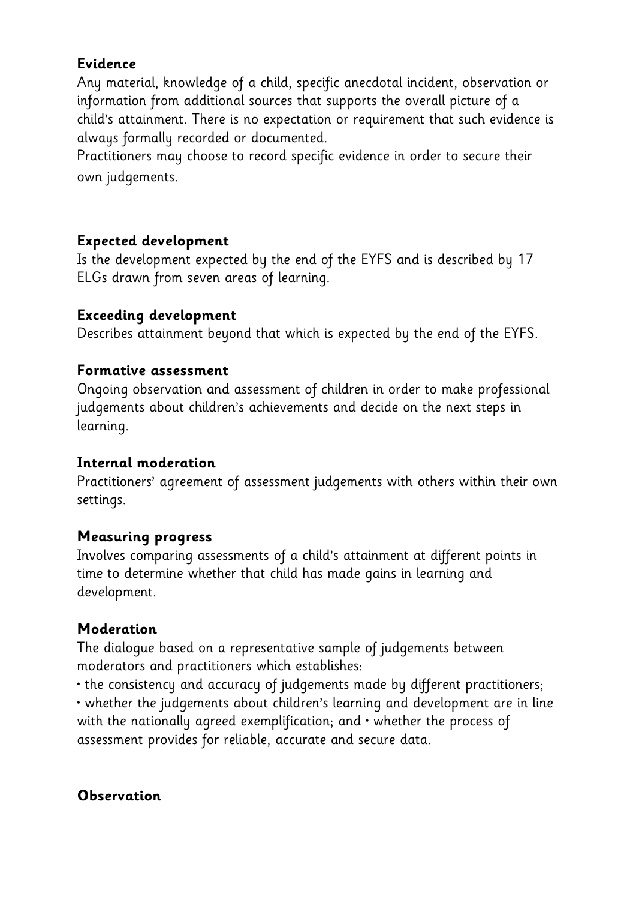**Evidence**

Any material, knowledge of a child, specific anecdotal incident, observation or information from additional sources that supports the overall picture of a child's attainment. There is no expectation or requirement that such evidence is always formally recorded or documented.

Practitioners may choose to record specific evidence in order to secure their own judgements.

**Expected development**

Is the development expected by the end of the EYFS and is described by 17 ELGs drawn from seven areas of learning.

**Exceeding development**

Describes attainment beyond that which is expected by the end of the EYFS.

**Formative assessment**

Ongoing observation and assessment of children in order to make professional judgements about children's achievements and decide on the next steps in learning.

**Internal moderation**

Practitioners' agreement of assessment judgements with others within their own settings.

**Measuring progress**

Involves comparing assessments of a child's attainment at different points in time to determine whether that child has made gains in learning and development.

**Moderation**

The dialogue based on a representative sample of judgements between moderators and practitioners which establishes:

• the consistency and accuracy of judgements made by different practitioners;
• whether the judgements about children's learning and development are in line with the nationally agreed exemplification; and • whether the process of assessment provides for reliable, accurate and secure data.

**Observation**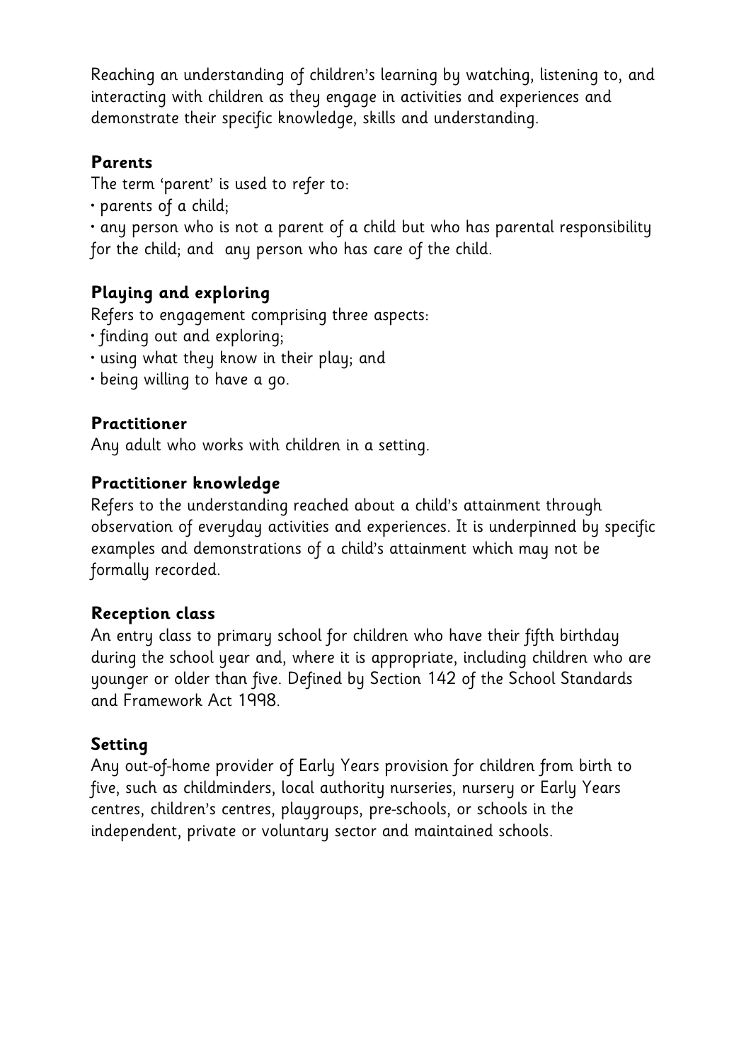Reaching an understanding of children's learning by watching, listening to, and interacting with children as they engage in activities and experiences and demonstrate their specific knowledge, skills and understanding.

**Parents**

The term 'parent' is used to refer to:

- parents of a child;
- any person who is not a parent of a child but who has parental responsibility for the child; and any person who has care of the child.

**Playing and exploring**

Refers to engagement comprising three aspects:

- finding out and exploring;
- using what they know in their play; and
- being willing to have a go.

**Practitioner**

Any adult who works with children in a setting.

**Practitioner knowledge**

Refers to the understanding reached about a child's attainment through observation of everyday activities and experiences. It is underpinned by specific examples and demonstrations of a child's attainment which may not be formally recorded.

**Reception class**

An entry class to primary school for children who have their fifth birthday during the school year and, where it is appropriate, including children who are younger or older than five. Defined by Section 142 of the School Standards and Framework Act 1998.

**Setting**

Any out-of-home provider of Early Years provision for children from birth to five, such as childminders, local authority nurseries, nursery or Early Years centres, children's centres, playgroups, pre-schools, or schools in the independent, private or voluntary sector and maintained schools.